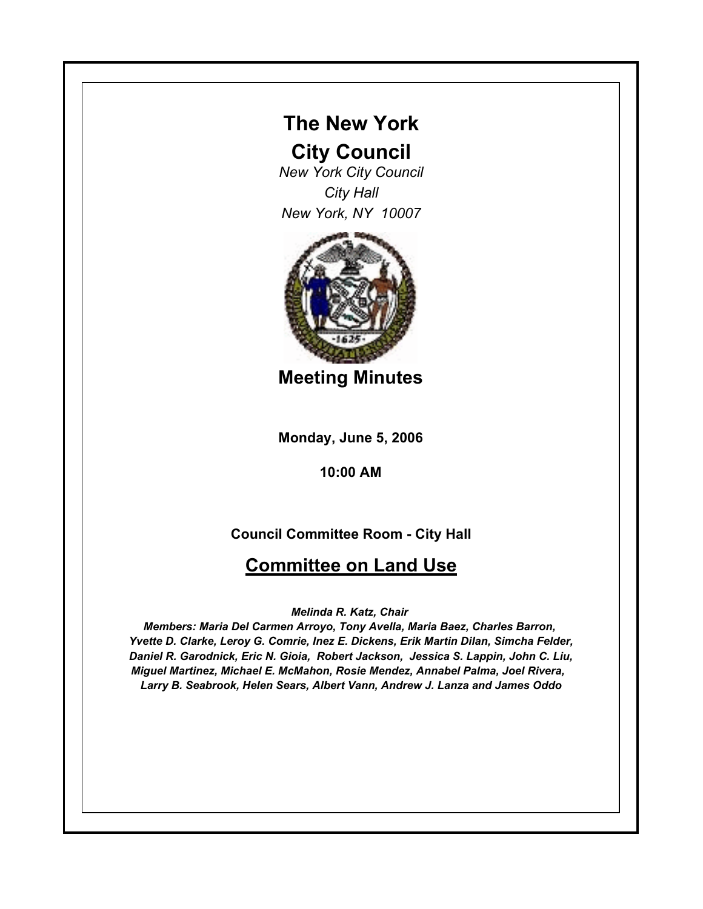# The New York City Council

*New York City Council*
*City Hall*
*New York, NY 10007*

## Meeting Minutes

**Monday, June 5, 2006**

**10:00 AM**

**Council Committee Room - City Hall**

## Committee on Land Use

***Melinda R. Katz, Chair***

***Members: Maria Del Carmen Arroyo, Tony Avella, Maria Baez, Charles Barron, Yvette D. Clarke, Leroy G. Comrie, Inez E. Dickens, Erik Martin Dilan, Simcha Felder, Daniel R. Garodnick, Eric N. Gioia, Robert Jackson, Jessica S. Lappin, John C. Liu, Miguel Martinez, Michael E. McMahon, Rosie Mendez, Annabel Palma, Joel Rivera, Larry B. Seabrook, Helen Sears, Albert Vann, Andrew J. Lanza and James Oddo***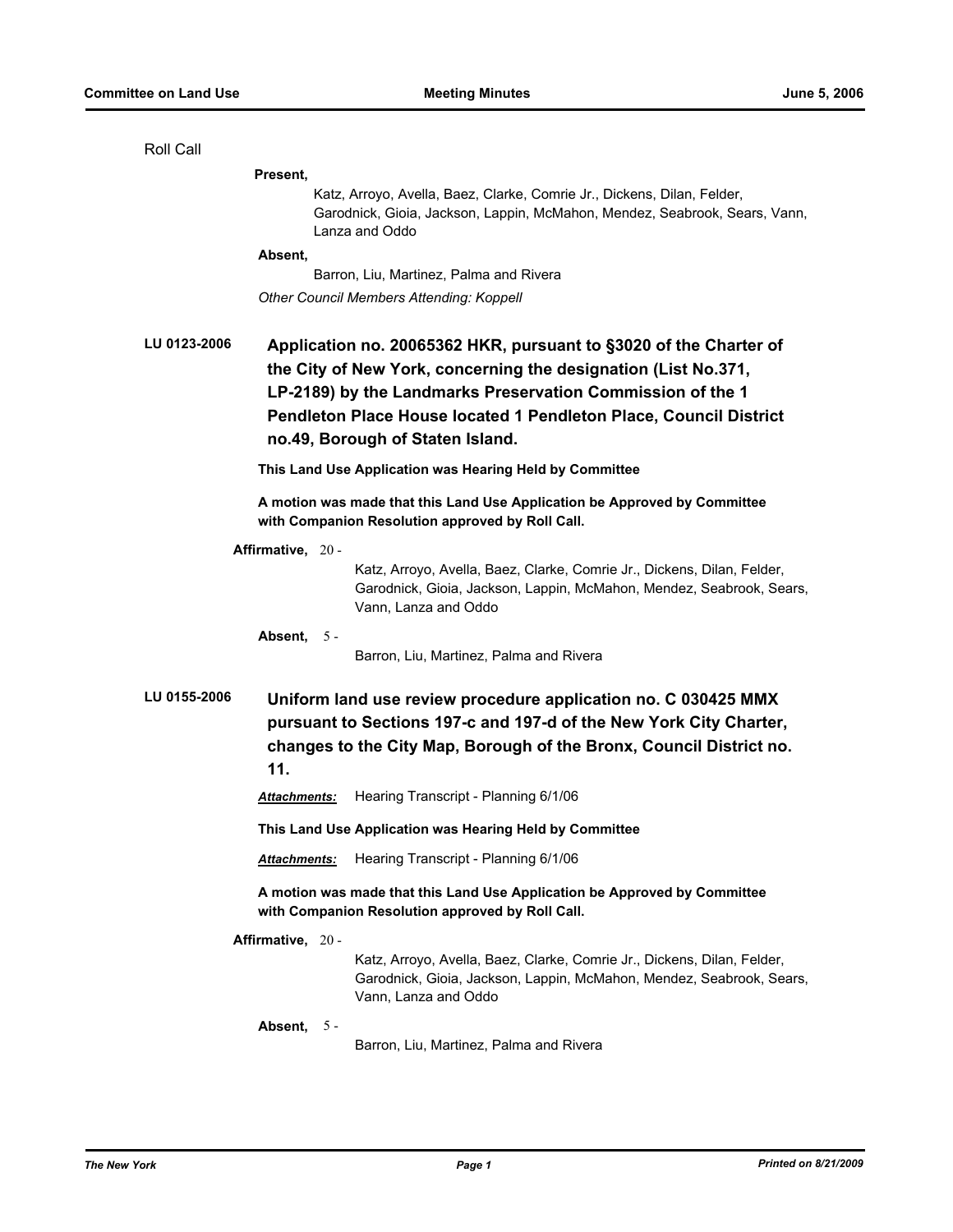Roll Call

**Present,**

Katz, Arroyo, Avella, Baez, Clarke, Comrie Jr., Dickens, Dilan, Felder, Garodnick, Gioia, Jackson, Lappin, McMahon, Mendez, Seabrook, Sears, Vann, Lanza and Oddo

**Absent,**

Barron, Liu, Martinez, Palma and Rivera

*Other Council Members Attending: Koppell*

**LU 0123-2006** **Application no. 20065362 HKR, pursuant to §3020 of the Charter of the City of New York, concerning the designation (List No.371, LP-2189) by the Landmarks Preservation Commission of the 1 Pendleton Place House located 1 Pendleton Place, Council District no.49, Borough of Staten Island.**

**This Land Use Application was Hearing Held by Committee**

**A motion was made that this Land Use Application be Approved by Committee with Companion Resolution approved by Roll Call.**

**Affirmative,** 20 -

Katz, Arroyo, Avella, Baez, Clarke, Comrie Jr., Dickens, Dilan, Felder, Garodnick, Gioia, Jackson, Lappin, McMahon, Mendez, Seabrook, Sears, Vann, Lanza and Oddo

**Absent,** 5 -

Barron, Liu, Martinez, Palma and Rivera

**LU 0155-2006** **Uniform land use review procedure application no. C 030425 MMX pursuant to Sections 197-c and 197-d of the New York City Charter, changes to the City Map, Borough of the Bronx, Council District no. 11.**

***Attachments:*** Hearing Transcript - Planning 6/1/06

**This Land Use Application was Hearing Held by Committee**

***Attachments:*** Hearing Transcript - Planning 6/1/06

**A motion was made that this Land Use Application be Approved by Committee with Companion Resolution approved by Roll Call.**

**Affirmative,** 20 -

Katz, Arroyo, Avella, Baez, Clarke, Comrie Jr., Dickens, Dilan, Felder, Garodnick, Gioia, Jackson, Lappin, McMahon, Mendez, Seabrook, Sears, Vann, Lanza and Oddo

**Absent,** 5 -

Barron, Liu, Martinez, Palma and Rivera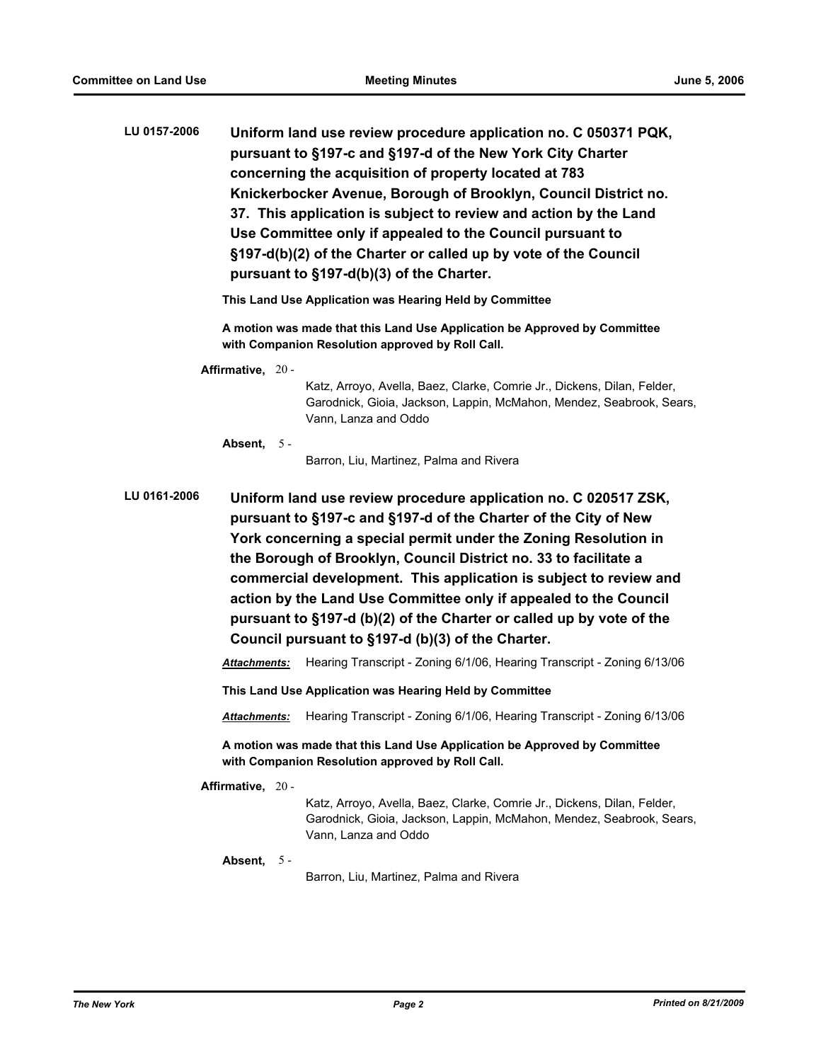**LU 0157-2006** **Uniform land use review procedure application no. C 050371 PQK, pursuant to §197-c and §197-d of the New York City Charter concerning the acquisition of property located at 783 Knickerbocker Avenue, Borough of Brooklyn, Council District no. 37. This application is subject to review and action by the Land Use Committee only if appealed to the Council pursuant to §197-d(b)(2) of the Charter or called up by vote of the Council pursuant to §197-d(b)(3) of the Charter.**

**This Land Use Application was Hearing Held by Committee**

**A motion was made that this Land Use Application be Approved by Committee with Companion Resolution approved by Roll Call.**

**Affirmative,** 20 - Katz, Arroyo, Avella, Baez, Clarke, Comrie Jr., Dickens, Dilan, Felder, Garodnick, Gioia, Jackson, Lappin, McMahon, Mendez, Seabrook, Sears, Vann, Lanza and Oddo

**Absent,** 5 - Barron, Liu, Martinez, Palma and Rivera

**LU 0161-2006** **Uniform land use review procedure application no. C 020517 ZSK, pursuant to §197-c and §197-d of the Charter of the City of New York concerning a special permit under the Zoning Resolution in the Borough of Brooklyn, Council District no. 33 to facilitate a commercial development. This application is subject to review and action by the Land Use Committee only if appealed to the Council pursuant to §197-d (b)(2) of the Charter or called up by vote of the Council pursuant to §197-d (b)(3) of the Charter.**

***Attachments:*** Hearing Transcript - Zoning 6/1/06, Hearing Transcript - Zoning 6/13/06

**This Land Use Application was Hearing Held by Committee**

***Attachments:*** Hearing Transcript - Zoning 6/1/06, Hearing Transcript - Zoning 6/13/06

**A motion was made that this Land Use Application be Approved by Committee with Companion Resolution approved by Roll Call.**

**Affirmative,** 20 - Katz, Arroyo, Avella, Baez, Clarke, Comrie Jr., Dickens, Dilan, Felder, Garodnick, Gioia, Jackson, Lappin, McMahon, Mendez, Seabrook, Sears, Vann, Lanza and Oddo

**Absent,** 5 - Barron, Liu, Martinez, Palma and Rivera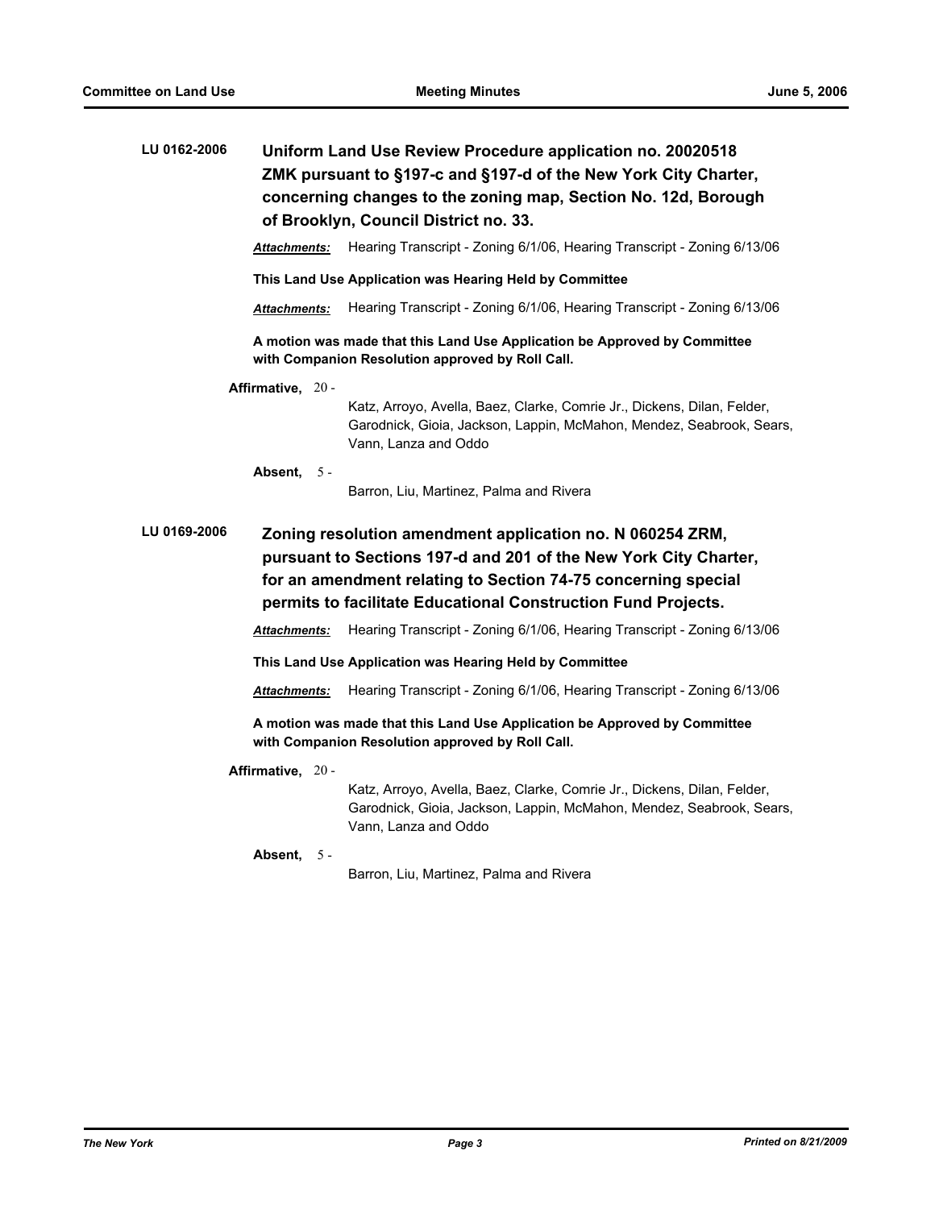**LU 0162-2006** **Uniform Land Use Review Procedure application no. 20020518 ZMK pursuant to §197-c and §197-d of the New York City Charter, concerning changes to the zoning map, Section No. 12d, Borough of Brooklyn, Council District no. 33.**

***Attachments:*** Hearing Transcript - Zoning 6/1/06, Hearing Transcript - Zoning 6/13/06

**This Land Use Application was Hearing Held by Committee**

***Attachments:*** Hearing Transcript - Zoning 6/1/06, Hearing Transcript - Zoning 6/13/06

**A motion was made that this Land Use Application be Approved by Committee with Companion Resolution approved by Roll Call.**

**Affirmative,** 20 - Katz, Arroyo, Avella, Baez, Clarke, Comrie Jr., Dickens, Dilan, Felder, Garodnick, Gioia, Jackson, Lappin, McMahon, Mendez, Seabrook, Sears, Vann, Lanza and Oddo

**Absent,** 5 - Barron, Liu, Martinez, Palma and Rivera

**LU 0169-2006** **Zoning resolution amendment application no. N 060254 ZRM, pursuant to Sections 197-d and 201 of the New York City Charter, for an amendment relating to Section 74-75 concerning special permits to facilitate Educational Construction Fund Projects.**

***Attachments:*** Hearing Transcript - Zoning 6/1/06, Hearing Transcript - Zoning 6/13/06

**This Land Use Application was Hearing Held by Committee**

***Attachments:*** Hearing Transcript - Zoning 6/1/06, Hearing Transcript - Zoning 6/13/06

**A motion was made that this Land Use Application be Approved by Committee with Companion Resolution approved by Roll Call.**

**Affirmative,** 20 - Katz, Arroyo, Avella, Baez, Clarke, Comrie Jr., Dickens, Dilan, Felder, Garodnick, Gioia, Jackson, Lappin, McMahon, Mendez, Seabrook, Sears, Vann, Lanza and Oddo

**Absent,** 5 - Barron, Liu, Martinez, Palma and Rivera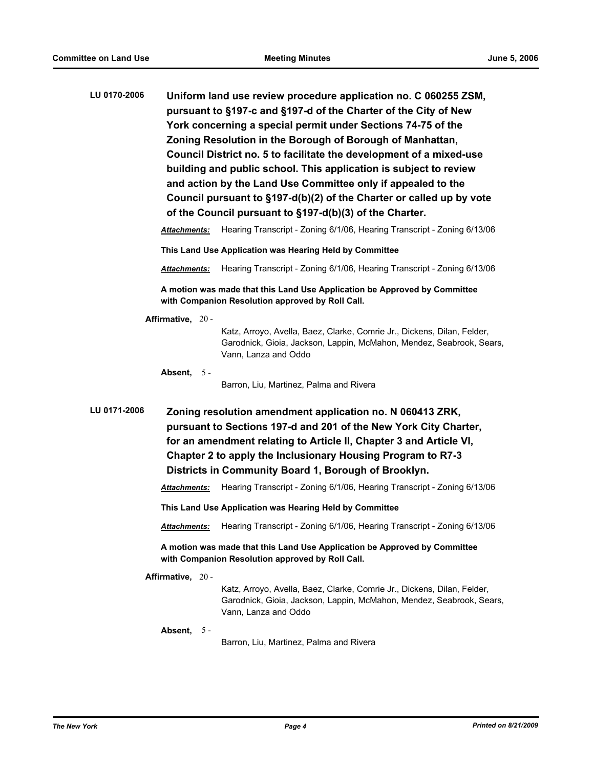**LU 0170-2006** **Uniform land use review procedure application no. C 060255 ZSM, pursuant to §197-c and §197-d of the Charter of the City of New York concerning a special permit under Sections 74-75 of the Zoning Resolution in the Borough of Borough of Manhattan, Council District no. 5 to facilitate the development of a mixed-use building and public school. This application is subject to review and action by the Land Use Committee only if appealed to the Council pursuant to §197-d(b)(2) of the Charter or called up by vote of the Council pursuant to §197-d(b)(3) of the Charter.**

***Attachments:*** Hearing Transcript - Zoning 6/1/06, Hearing Transcript - Zoning 6/13/06

**This Land Use Application was Hearing Held by Committee**

***Attachments:*** Hearing Transcript - Zoning 6/1/06, Hearing Transcript - Zoning 6/13/06

**A motion was made that this Land Use Application be Approved by Committee with Companion Resolution approved by Roll Call.**

**Affirmative,** 20 - Katz, Arroyo, Avella, Baez, Clarke, Comrie Jr., Dickens, Dilan, Felder, Garodnick, Gioia, Jackson, Lappin, McMahon, Mendez, Seabrook, Sears, Vann, Lanza and Oddo

**Absent,** 5 - Barron, Liu, Martinez, Palma and Rivera

**LU 0171-2006** **Zoning resolution amendment application no. N 060413 ZRK, pursuant to Sections 197-d and 201 of the New York City Charter, for an amendment relating to Article II, Chapter 3 and Article VI, Chapter 2 to apply the Inclusionary Housing Program to R7-3 Districts in Community Board 1, Borough of Brooklyn.**

***Attachments:*** Hearing Transcript - Zoning 6/1/06, Hearing Transcript - Zoning 6/13/06

**This Land Use Application was Hearing Held by Committee**

***Attachments:*** Hearing Transcript - Zoning 6/1/06, Hearing Transcript - Zoning 6/13/06

**A motion was made that this Land Use Application be Approved by Committee with Companion Resolution approved by Roll Call.**

**Affirmative,** 20 - Katz, Arroyo, Avella, Baez, Clarke, Comrie Jr., Dickens, Dilan, Felder, Garodnick, Gioia, Jackson, Lappin, McMahon, Mendez, Seabrook, Sears, Vann, Lanza and Oddo

**Absent,** 5 - Barron, Liu, Martinez, Palma and Rivera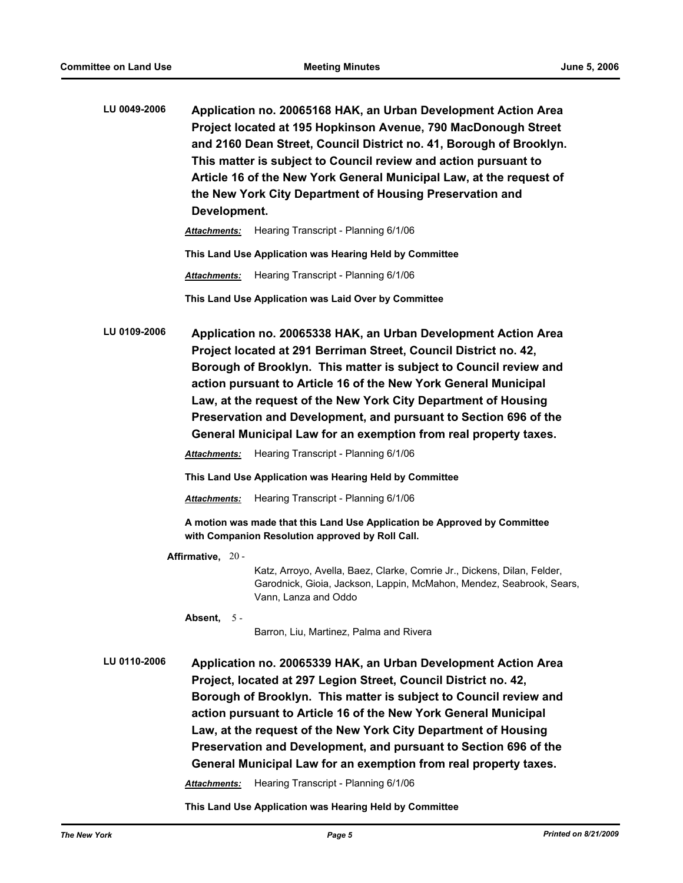**LU 0049-2006** **Application no. 20065168 HAK, an Urban Development Action Area Project located at 195 Hopkinson Avenue, 790 MacDonough Street and 2160 Dean Street, Council District no. 41, Borough of Brooklyn. This matter is subject to Council review and action pursuant to Article 16 of the New York General Municipal Law, at the request of the New York City Department of Housing Preservation and Development.**

***Attachments:*** Hearing Transcript - Planning 6/1/06

**This Land Use Application was Hearing Held by Committee**

***Attachments:*** Hearing Transcript - Planning 6/1/06

**This Land Use Application was Laid Over by Committee**

**LU 0109-2006** **Application no. 20065338 HAK, an Urban Development Action Area Project located at 291 Berriman Street, Council District no. 42, Borough of Brooklyn. This matter is subject to Council review and action pursuant to Article 16 of the New York General Municipal Law, at the request of the New York City Department of Housing Preservation and Development, and pursuant to Section 696 of the General Municipal Law for an exemption from real property taxes.**

***Attachments:*** Hearing Transcript - Planning 6/1/06

**This Land Use Application was Hearing Held by Committee**

***Attachments:*** Hearing Transcript - Planning 6/1/06

**A motion was made that this Land Use Application be Approved by Committee with Companion Resolution approved by Roll Call.**

**Affirmative,** 20 - Katz, Arroyo, Avella, Baez, Clarke, Comrie Jr., Dickens, Dilan, Felder, Garodnick, Gioia, Jackson, Lappin, McMahon, Mendez, Seabrook, Sears, Vann, Lanza and Oddo

**Absent,** 5 - Barron, Liu, Martinez, Palma and Rivera

**LU 0110-2006** **Application no. 20065339 HAK, an Urban Development Action Area Project, located at 297 Legion Street, Council District no. 42, Borough of Brooklyn. This matter is subject to Council review and action pursuant to Article 16 of the New York General Municipal Law, at the request of the New York City Department of Housing Preservation and Development, and pursuant to Section 696 of the General Municipal Law for an exemption from real property taxes.**

***Attachments:*** Hearing Transcript - Planning 6/1/06

**This Land Use Application was Hearing Held by Committee**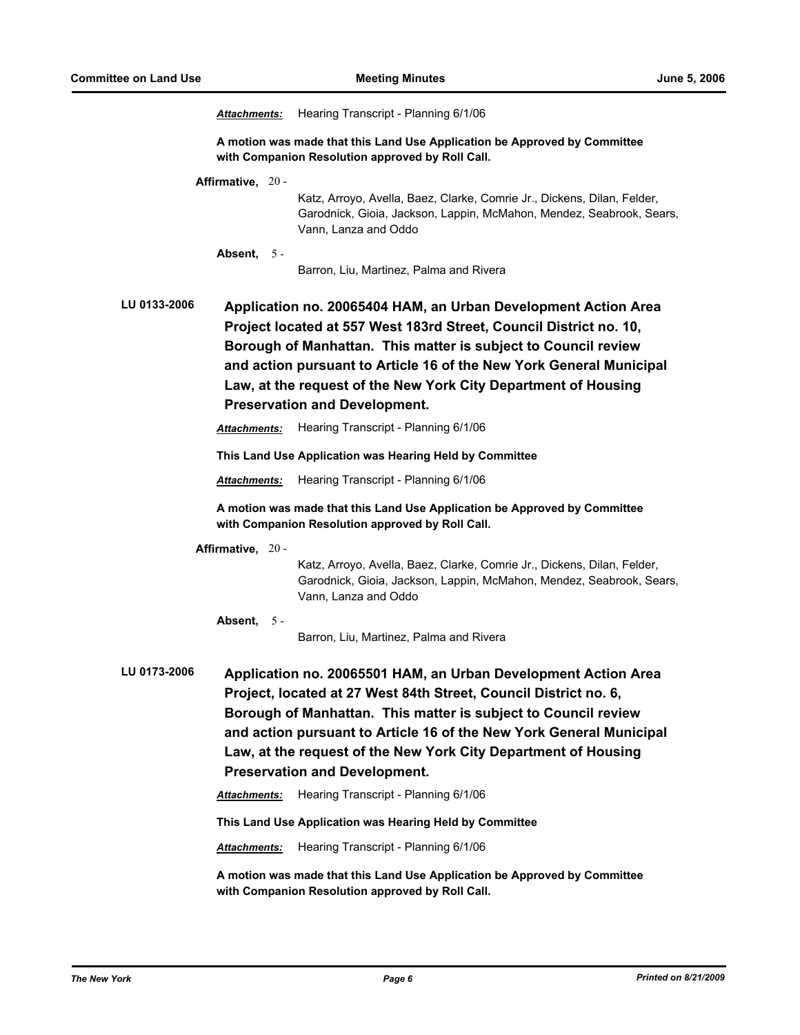***Attachments:*** Hearing Transcript - Planning 6/1/06

**A motion was made that this Land Use Application be Approved by Committee with Companion Resolution approved by Roll Call.**

**Affirmative,** 20 - Katz, Arroyo, Avella, Baez, Clarke, Comrie Jr., Dickens, Dilan, Felder, Garodnick, Gioia, Jackson, Lappin, McMahon, Mendez, Seabrook, Sears, Vann, Lanza and Oddo

**Absent,** 5 - Barron, Liu, Martinez, Palma and Rivera

**LU 0133-2006** **Application no. 20065404 HAM, an Urban Development Action Area Project located at 557 West 183rd Street, Council District no. 10, Borough of Manhattan. This matter is subject to Council review and action pursuant to Article 16 of the New York General Municipal Law, at the request of the New York City Department of Housing Preservation and Development.**

***Attachments:*** Hearing Transcript - Planning 6/1/06

**This Land Use Application was Hearing Held by Committee**

***Attachments:*** Hearing Transcript - Planning 6/1/06

**A motion was made that this Land Use Application be Approved by Committee with Companion Resolution approved by Roll Call.**

**Affirmative,** 20 - Katz, Arroyo, Avella, Baez, Clarke, Comrie Jr., Dickens, Dilan, Felder, Garodnick, Gioia, Jackson, Lappin, McMahon, Mendez, Seabrook, Sears, Vann, Lanza and Oddo

**Absent,** 5 - Barron, Liu, Martinez, Palma and Rivera

**LU 0173-2006** **Application no. 20065501 HAM, an Urban Development Action Area Project, located at 27 West 84th Street, Council District no. 6, Borough of Manhattan. This matter is subject to Council review and action pursuant to Article 16 of the New York General Municipal Law, at the request of the New York City Department of Housing Preservation and Development.**

***Attachments:*** Hearing Transcript - Planning 6/1/06

**This Land Use Application was Hearing Held by Committee**

***Attachments:*** Hearing Transcript - Planning 6/1/06

**A motion was made that this Land Use Application be Approved by Committee with Companion Resolution approved by Roll Call.**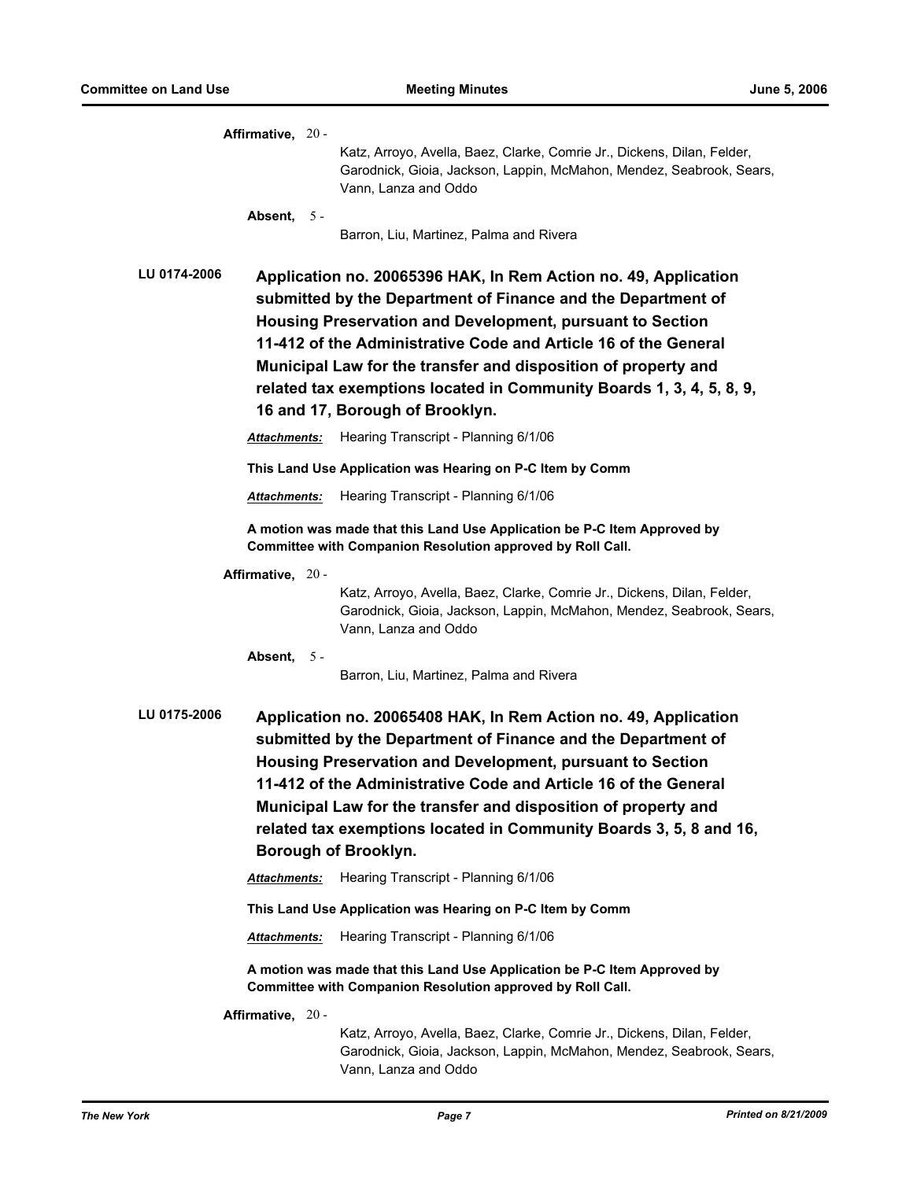**Affirmative,** 20 -

Katz, Arroyo, Avella, Baez, Clarke, Comrie Jr., Dickens, Dilan, Felder, Garodnick, Gioia, Jackson, Lappin, McMahon, Mendez, Seabrook, Sears, Vann, Lanza and Oddo

**Absent,** 5 -

Barron, Liu, Martinez, Palma and Rivera

**LU 0174-2006** **Application no. 20065396 HAK, In Rem Action no. 49, Application submitted by the Department of Finance and the Department of Housing Preservation and Development, pursuant to Section 11-412 of the Administrative Code and Article 16 of the General Municipal Law for the transfer and disposition of property and related tax exemptions located in Community Boards 1, 3, 4, 5, 8, 9, 16 and 17, Borough of Brooklyn.**

***Attachments:*** Hearing Transcript - Planning 6/1/06

**This Land Use Application was Hearing on P-C Item by Comm**

***Attachments:*** Hearing Transcript - Planning 6/1/06

**A motion was made that this Land Use Application be P-C Item Approved by Committee with Companion Resolution approved by Roll Call.**

**Affirmative,** 20 -

Katz, Arroyo, Avella, Baez, Clarke, Comrie Jr., Dickens, Dilan, Felder, Garodnick, Gioia, Jackson, Lappin, McMahon, Mendez, Seabrook, Sears, Vann, Lanza and Oddo

**Absent,** 5 -

Barron, Liu, Martinez, Palma and Rivera

**LU 0175-2006** **Application no. 20065408 HAK, In Rem Action no. 49, Application submitted by the Department of Finance and the Department of Housing Preservation and Development, pursuant to Section 11-412 of the Administrative Code and Article 16 of the General Municipal Law for the transfer and disposition of property and related tax exemptions located in Community Boards 3, 5, 8 and 16, Borough of Brooklyn.**

***Attachments:*** Hearing Transcript - Planning 6/1/06

**This Land Use Application was Hearing on P-C Item by Comm**

***Attachments:*** Hearing Transcript - Planning 6/1/06

**A motion was made that this Land Use Application be P-C Item Approved by Committee with Companion Resolution approved by Roll Call.**

**Affirmative,** 20 -

Katz, Arroyo, Avella, Baez, Clarke, Comrie Jr., Dickens, Dilan, Felder, Garodnick, Gioia, Jackson, Lappin, McMahon, Mendez, Seabrook, Sears, Vann, Lanza and Oddo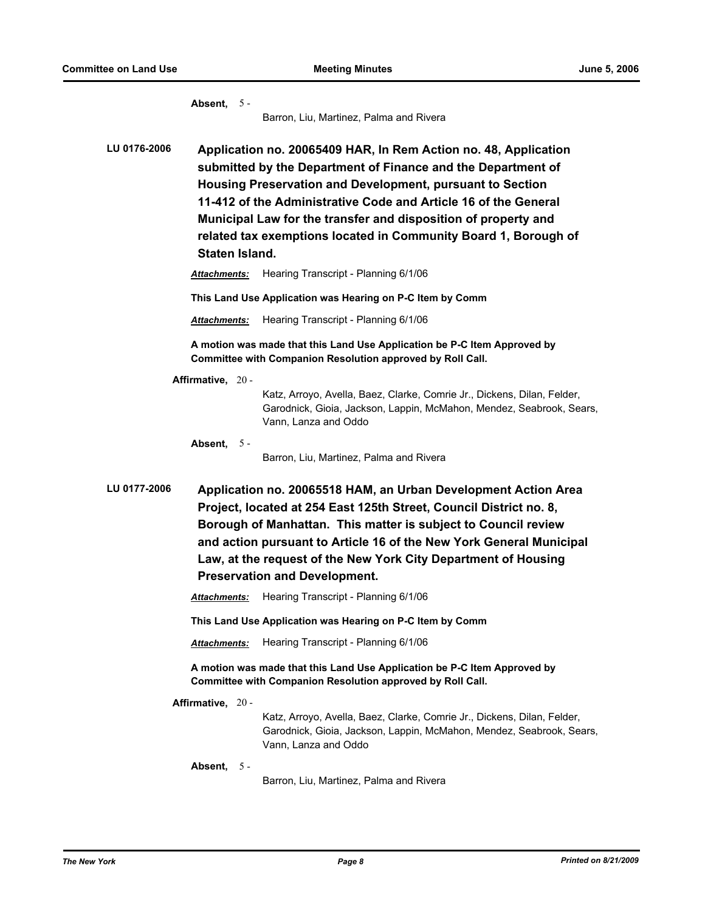**Absent,** 5 -

Barron, Liu, Martinez, Palma and Rivera

**LU 0176-2006** **Application no. 20065409 HAR, In Rem Action no. 48, Application submitted by the Department of Finance and the Department of Housing Preservation and Development, pursuant to Section 11-412 of the Administrative Code and Article 16 of the General Municipal Law for the transfer and disposition of property and related tax exemptions located in Community Board 1, Borough of Staten Island.**

***Attachments:*** Hearing Transcript - Planning 6/1/06

**This Land Use Application was Hearing on P-C Item by Comm**

***Attachments:*** Hearing Transcript - Planning 6/1/06

**A motion was made that this Land Use Application be P-C Item Approved by Committee with Companion Resolution approved by Roll Call.**

**Affirmative,** 20 -

Katz, Arroyo, Avella, Baez, Clarke, Comrie Jr., Dickens, Dilan, Felder, Garodnick, Gioia, Jackson, Lappin, McMahon, Mendez, Seabrook, Sears, Vann, Lanza and Oddo

**Absent,** 5 -

Barron, Liu, Martinez, Palma and Rivera

**LU 0177-2006** **Application no. 20065518 HAM, an Urban Development Action Area Project, located at 254 East 125th Street, Council District no. 8, Borough of Manhattan. This matter is subject to Council review and action pursuant to Article 16 of the New York General Municipal Law, at the request of the New York City Department of Housing Preservation and Development.**

***Attachments:*** Hearing Transcript - Planning 6/1/06

**This Land Use Application was Hearing on P-C Item by Comm**

***Attachments:*** Hearing Transcript - Planning 6/1/06

**A motion was made that this Land Use Application be P-C Item Approved by Committee with Companion Resolution approved by Roll Call.**

**Affirmative,** 20 -

Katz, Arroyo, Avella, Baez, Clarke, Comrie Jr., Dickens, Dilan, Felder, Garodnick, Gioia, Jackson, Lappin, McMahon, Mendez, Seabrook, Sears, Vann, Lanza and Oddo

**Absent,** 5 -

Barron, Liu, Martinez, Palma and Rivera